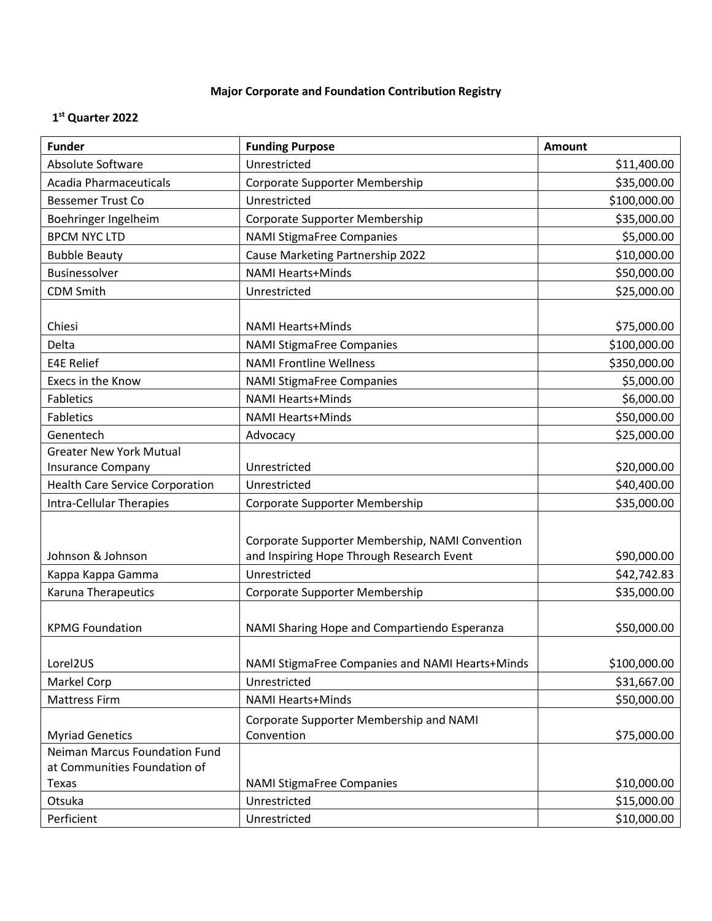**Major Corporate and Foundation Contribution Registry**

**1st Quarter 2022**

| Funder | Funding Purpose | Amount |
|---|---|---|
| Absolute Software | Unrestricted | $11,400.00 |
| Acadia Pharmaceuticals | Corporate Supporter Membership | $35,000.00 |
| Bessemer Trust Co | Unrestricted | $100,000.00 |
| Boehringer Ingelheim | Corporate Supporter Membership | $35,000.00 |
| BPCM NYC LTD | NAMI StigmaFree Companies | $5,000.00 |
| Bubble Beauty | Cause Marketing Partnership 2022 | $10,000.00 |
| Businessolver | NAMI Hearts+Minds | $50,000.00 |
| CDM Smith | Unrestricted | $25,000.00 |
| Chiesi | NAMI Hearts+Minds | $75,000.00 |
| Delta | NAMI StigmaFree Companies | $100,000.00 |
| E4E Relief | NAMI Frontline Wellness | $350,000.00 |
| Execs in the Know | NAMI StigmaFree Companies | $5,000.00 |
| Fabletics | NAMI Hearts+Minds | $6,000.00 |
| Fabletics | NAMI Hearts+Minds | $50,000.00 |
| Genentech | Advocacy | $25,000.00 |
| Greater New York Mutual Insurance Company | Unrestricted | $20,000.00 |
| Health Care Service Corporation | Unrestricted | $40,400.00 |
| Intra-Cellular Therapies | Corporate Supporter Membership | $35,000.00 |
| Johnson & Johnson | Corporate Supporter Membership, NAMI Convention and Inspiring Hope Through Research Event | $90,000.00 |
| Kappa Kappa Gamma | Unrestricted | $42,742.83 |
| Karuna Therapeutics | Corporate Supporter Membership | $35,000.00 |
| KPMG Foundation | NAMI Sharing Hope and Compartiendo Esperanza | $50,000.00 |
| Lorel2US | NAMI StigmaFree Companies and NAMI Hearts+Minds | $100,000.00 |
| Markel Corp | Unrestricted | $31,667.00 |
| Mattress Firm | NAMI Hearts+Minds | $50,000.00 |
| Myriad Genetics | Corporate Supporter Membership and NAMI Convention | $75,000.00 |
| Neiman Marcus Foundation Fund at Communities Foundation of Texas | NAMI StigmaFree Companies | $10,000.00 |
| Otsuka | Unrestricted | $15,000.00 |
| Perficient | Unrestricted | $10,000.00 |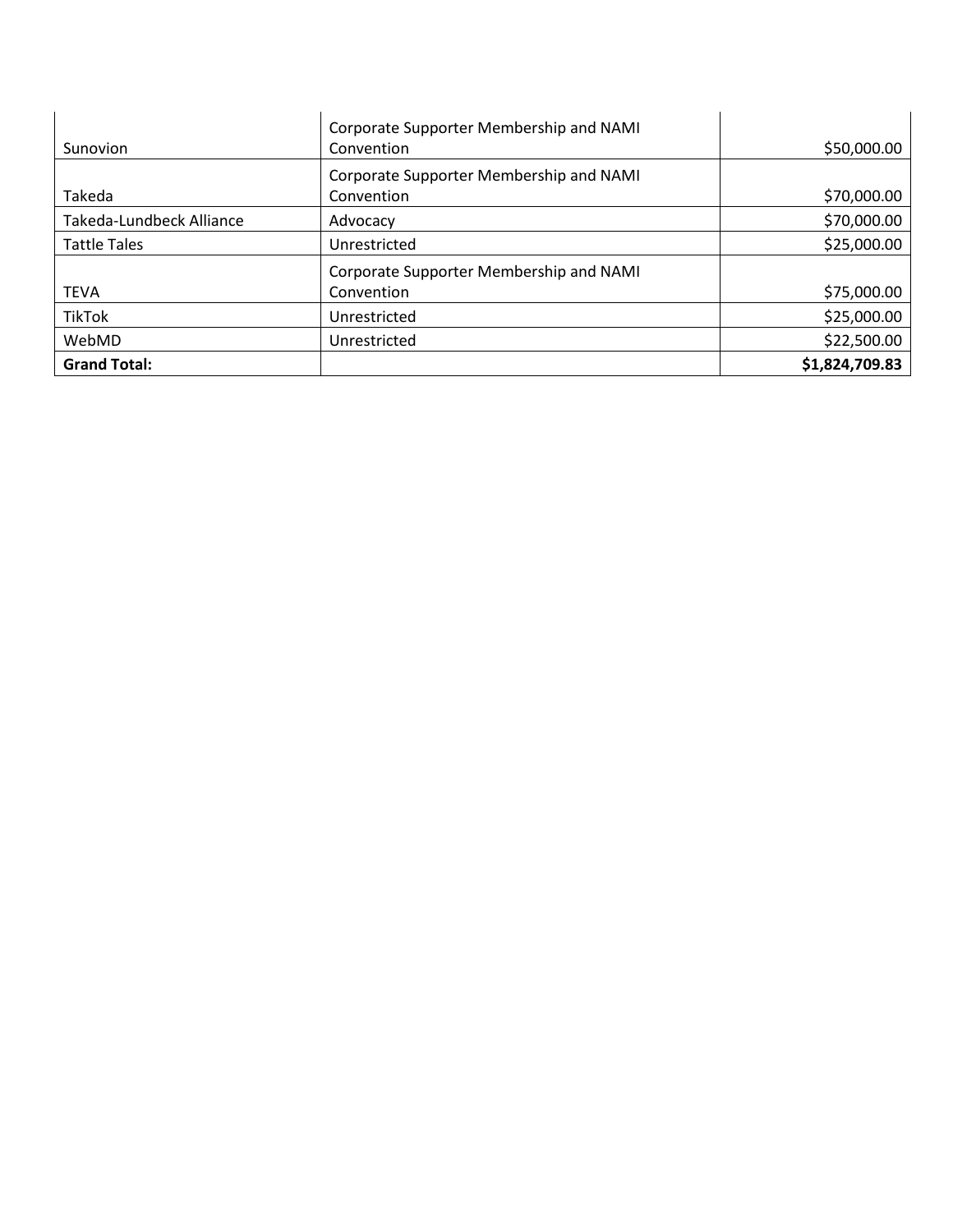| | | |
|---|---|---|
| Sunovion | Corporate Supporter Membership and NAMI Convention | $50,000.00 |
| Takeda | Corporate Supporter Membership and NAMI Convention | $70,000.00 |
| Takeda-Lundbeck Alliance | Advocacy | $70,000.00 |
| Tattle Tales | Unrestricted | $25,000.00 |
| TEVA | Corporate Supporter Membership and NAMI Convention | $75,000.00 |
| TikTok | Unrestricted | $25,000.00 |
| WebMD | Unrestricted | $22,500.00 |
| **Grand Total:** | | **$1,824,709.83** |